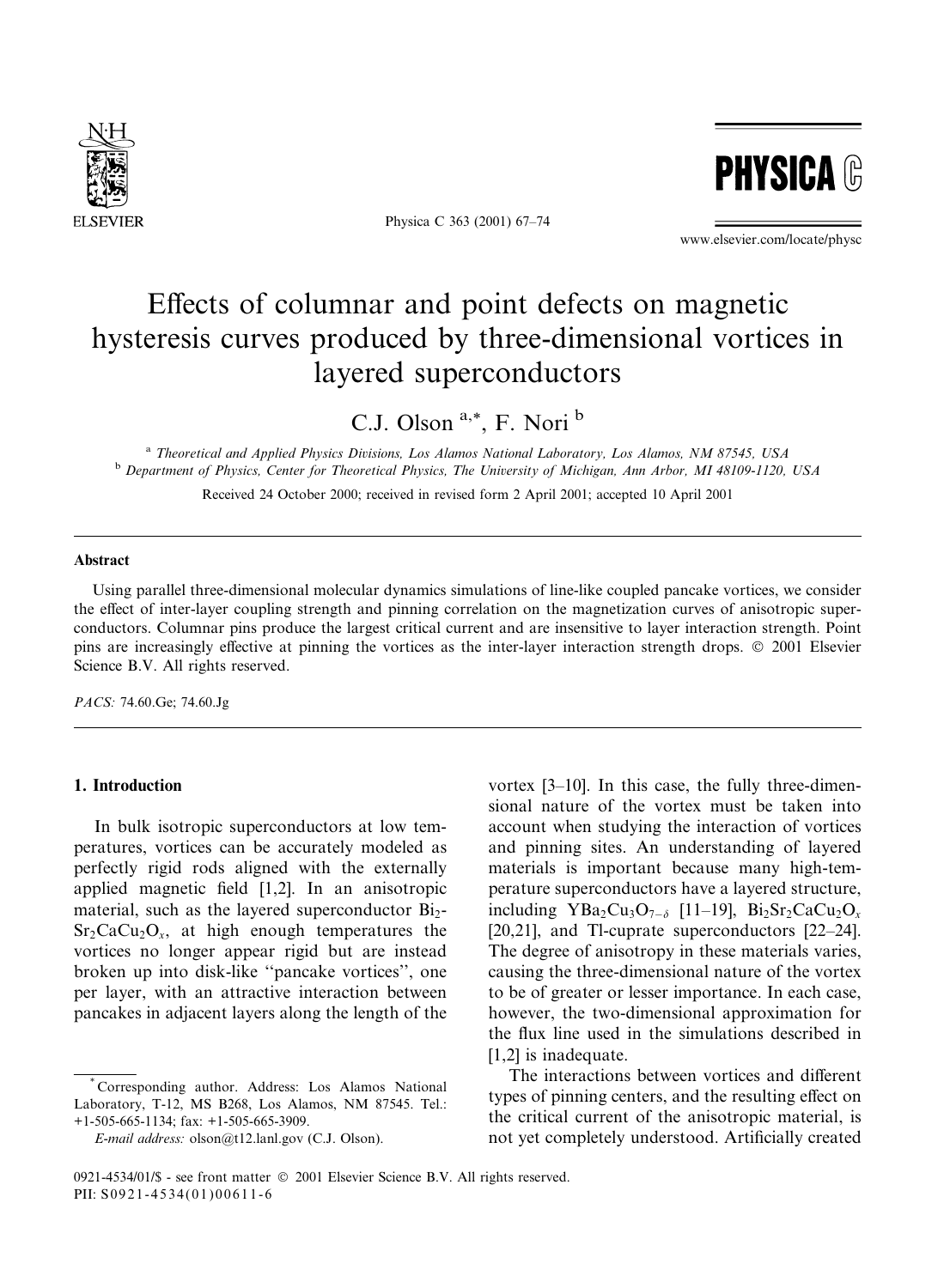# Effects of columnar and point defects on magnetic hysteresis curves produced by three-dimensional vortices in layered superconductors

C.J. Olson [a,*], F. Nori [b]

[a] *Theoretical and Applied Physics Divisions, Los Alamos National Laboratory, Los Alamos, NM 87545, USA*

[b] *Department of Physics, Center for Theoretical Physics, The University of Michigan, Ann Arbor, MI 48109-1120, USA*

Received 24 October 2000; received in revised form 2 April 2001; accepted 10 April 2001

## Abstract

Using parallel three-dimensional molecular dynamics simulations of line-like coupled pancake vortices, we consider the effect of inter-layer coupling strength and pinning correlation on the magnetization curves of anisotropic superconductors. Columnar pins produce the largest critical current and are insensitive to layer interaction strength. Point pins are increasingly effective at pinning the vortices as the inter-layer interaction strength drops. © 2001 Elsevier Science B.V. All rights reserved.

*PACS:* 74.60.Ge; 74.60.Jg

## 1. Introduction

In bulk isotropic superconductors at low temperatures, vortices can be accurately modeled as perfectly rigid rods aligned with the externally applied magnetic field [1,2]. In an anisotropic material, such as the layered superconductor $Bi_2Sr_2CaCu_2O_x$, at high enough temperatures the vortices no longer appear rigid but are instead broken up into disk-like "pancake vortices", one per layer, with an attractive interaction between pancakes in adjacent layers along the length of the vortex [3–10]. In this case, the fully three-dimensional nature of the vortex must be taken into account when studying the interaction of vortices and pinning sites. An understanding of layered materials is important because many high-temperature superconductors have a layered structure, including $YBa_2Cu_3O_{7-\delta}$ [11–19], $Bi_2Sr_2CaCu_2O_x$ [20,21], and Tl-cuprate superconductors [22–24]. The degree of anisotropy in these materials varies, causing the three-dimensional nature of the vortex to be of greater or lesser importance. In each case, however, the two-dimensional approximation for the flux line used in the simulations described in [1,2] is inadequate.

The interactions between vortices and different types of pinning centers, and the resulting effect on the critical current of the anisotropic material, is not yet completely understood. Artificially created

---

* Corresponding author. Address: Los Alamos National Laboratory, T-12, MS B268, Los Alamos, NM 87545. Tel.: +1-505-665-1134; fax: +1-505-665-3909.

*E-mail address:* olson@t12.lanl.gov (C.J. Olson).

0921-4534/01/$ - see front matter © 2001 Elsevier Science B.V. All rights reserved.
PII: S0921-4534(01)00611-6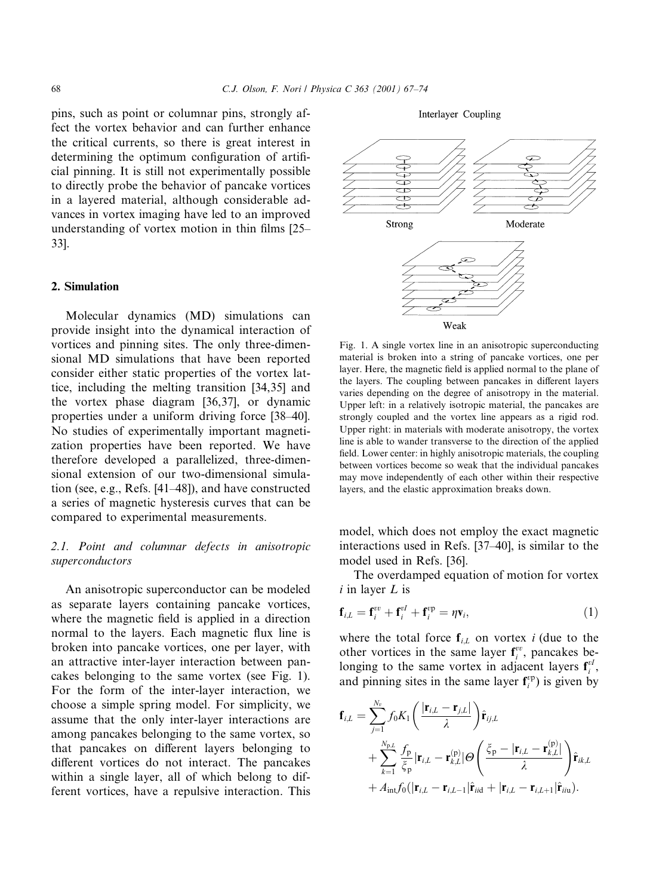pins, such as point or columnar pins, strongly affect the vortex behavior and can further enhance the critical currents, so there is great interest in determining the optimum configuration of artificial pinning. It is still not experimentally possible to directly probe the behavior of pancake vortices in a layered material, although considerable advances in vortex imaging have led to an improved understanding of vortex motion in thin films [25–33].

## 2. Simulation

Molecular dynamics (MD) simulations can provide insight into the dynamical interaction of vortices and pinning sites. The only three-dimensional MD simulations that have been reported consider either static properties of the vortex lattice, including the melting transition [34,35] and the vortex phase diagram [36,37], or dynamic properties under a uniform driving force [38–40]. No studies of experimentally important magnetization properties have been reported. We have therefore developed a parallelized, three-dimensional extension of our two-dimensional simulation (see, e.g., Refs. [41–48]), and have constructed a series of magnetic hysteresis curves that can be compared to experimental measurements.

### 2.1. Point and columnar defects in anisotropic superconductors

An anisotropic superconductor can be modeled as separate layers containing pancake vortices, where the magnetic field is applied in a direction normal to the layers. Each magnetic flux line is broken into pancake vortices, one per layer, with an attractive inter-layer interaction between pancakes belonging to the same vortex (see Fig. 1). For the form of the inter-layer interaction, we choose a simple spring model. For simplicity, we assume that the only inter-layer interactions are among pancakes belonging to the same vortex, so that pancakes on different layers belonging to different vortices do not interact. The pancakes within a single layer, all of which belong to different vortices, have a repulsive interaction. This model, which does not employ the exact magnetic interactions used in Refs. [37–40], is similar to the model used in Refs. [36].

Interlayer Coupling

Strong — Moderate — Weak

Fig. 1. A single vortex line in an anisotropic superconducting material is broken into a string of pancake vortices, one per layer. Here, the magnetic field is applied normal to the plane of the layers. The coupling between pancakes in different layers varies depending on the degree of anisotropy in the material. Upper left: in a relatively isotropic material, the pancakes are strongly coupled and the vortex line appears as a rigid rod. Upper right: in materials with moderate anisotropy, the vortex line is able to wander transverse to the direction of the applied field. Lower center: in highly anisotropic materials, the coupling between vortices become so weak that the individual pancakes may move independently of each other within their respective layers, and the elastic approximation breaks down.

The overdamped equation of motion for vortex $i$ in layer $L$ is

$$\mathbf{f}_{i,L} = \mathbf{f}_i^{vv} + \mathbf{f}_i^{vI} + \mathbf{f}_i^{vp} = \eta \mathbf{v}_i, \tag{1}$$

where the total force $\mathbf{f}_{i,L}$ on vortex $i$ (due to the other vortices in the same layer $\mathbf{f}_i^{vv}$, pancakes belonging to the same vortex in adjacent layers $\mathbf{f}_i^{vI}$, and pinning sites in the same layer $\mathbf{f}_i^{vp}$) is given by

$$\begin{aligned}\mathbf{f}_{i,L} = {} & \sum_{j=1}^{N_v} f_0 K_1\left(\frac{|\mathbf{r}_{i,L} - \mathbf{r}_{j,L}|}{\lambda}\right)\hat{\mathbf{r}}_{ij,L} \\ & + \sum_{k=1}^{N_{p,L}} \frac{f_p}{\xi_p}|\mathbf{r}_{i,L} - \mathbf{r}_{k,L}^{(p)}|\Theta\left(\frac{\xi_p - |\mathbf{r}_{i,L} - \mathbf{r}_{k,L}^{(p)}|}{\lambda}\right)\hat{\mathbf{r}}_{ik,L} \\ & + A_{\rm int} f_0(|\mathbf{r}_{i,L} - \mathbf{r}_{i,L-1}|\hat{\mathbf{r}}_{ii{\rm d}} + |\mathbf{r}_{i,L} - \mathbf{r}_{i,L+1}|\hat{\mathbf{r}}_{ii{\rm u}}).\end{aligned}$$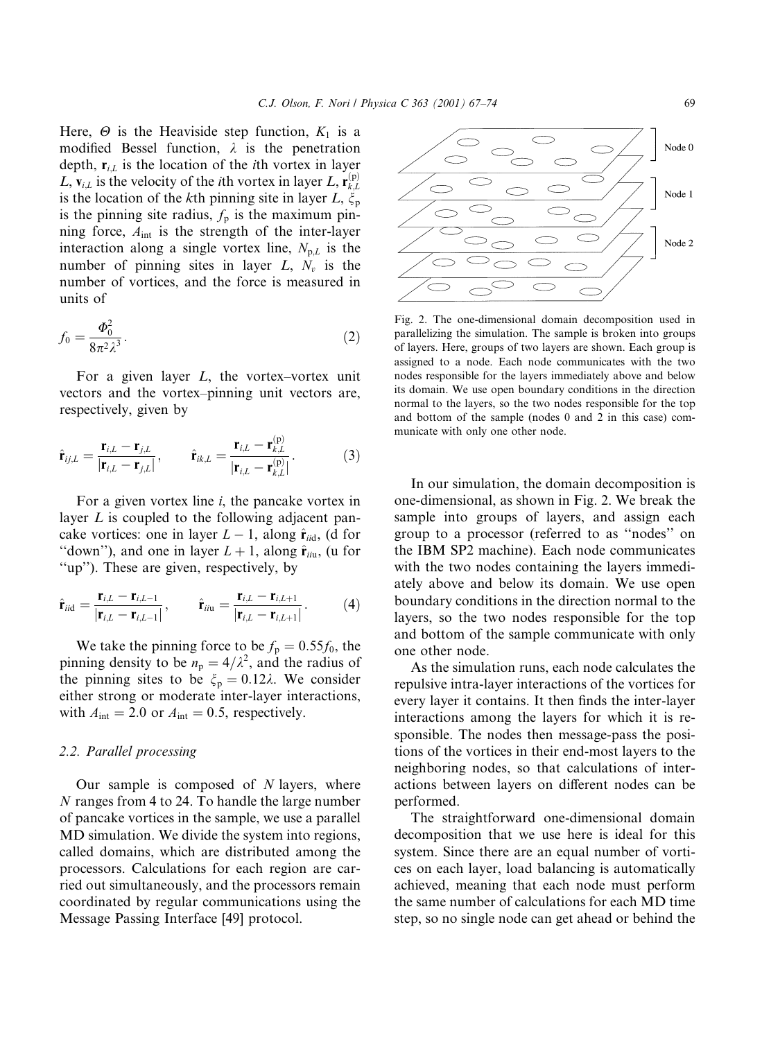Here, $\Theta$ is the Heaviside step function, $K_1$ is a modified Bessel function, $\lambda$ is the penetration depth, $\mathbf{r}_{i,L}$ is the location of the $i$th vortex in layer $L$, $\mathbf{v}_{i,L}$ is the velocity of the $i$th vortex in layer $L$, $\mathbf{r}_{k,L}^{(\mathrm{p})}$ is the location of the $k$th pinning site in layer $L$, $\xi_{\mathrm{p}}$ is the pinning site radius, $f_{\mathrm{p}}$ is the maximum pinning force, $A_{\mathrm{int}}$ is the strength of the inter-layer interaction along a single vortex line, $N_{\mathrm{p},L}$ is the number of pinning sites in layer $L$, $N_v$ is the number of vortices, and the force is measured in units of

$$f_0 = \frac{\Phi_0^2}{8\pi^2\lambda^3}. \tag{2}$$

For a given layer $L$, the vortex–vortex unit vectors and the vortex–pinning unit vectors are, respectively, given by

$$\hat{\mathbf{r}}_{ij,L} = \frac{\mathbf{r}_{i,L} - \mathbf{r}_{j,L}}{|\mathbf{r}_{i,L} - \mathbf{r}_{j,L}|}, \qquad \hat{\mathbf{r}}_{ik,L} = \frac{\mathbf{r}_{i,L} - \mathbf{r}_{k,L}^{(\mathrm{p})}}{|\mathbf{r}_{i,L} - \mathbf{r}_{k,L}^{(\mathrm{p})}|}. \tag{3}$$

For a given vortex line $i$, the pancake vortex in layer $L$ is coupled to the following adjacent pancake vortices: one in layer $L-1$, along $\hat{\mathbf{r}}_{ii\mathrm{d}}$, (d for "down"), and one in layer $L+1$, along $\hat{\mathbf{r}}_{ii\mathrm{u}}$, (u for "up"). These are given, respectively, by

$$\hat{\mathbf{r}}_{ii\mathrm{d}} = \frac{\mathbf{r}_{i,L} - \mathbf{r}_{i,L-1}}{|\mathbf{r}_{i,L} - \mathbf{r}_{i,L-1}|}, \qquad \hat{\mathbf{r}}_{ii\mathrm{u}} = \frac{\mathbf{r}_{i,L} - \mathbf{r}_{i,L+1}}{|\mathbf{r}_{i,L} - \mathbf{r}_{i,L+1}|}. \tag{4}$$

We take the pinning force to be $f_{\mathrm{p}} = 0.55 f_0$, the pinning density to be $n_{\mathrm{p}} = 4/\lambda^2$, and the radius of the pinning sites to be $\xi_{\mathrm{p}} = 0.12\lambda$. We consider either strong or moderate inter-layer interactions, with $A_{\mathrm{int}} = 2.0$ or $A_{\mathrm{int}} = 0.5$, respectively.

### 2.2. Parallel processing

Our sample is composed of $N$ layers, where $N$ ranges from 4 to 24. To handle the large number of pancake vortices in the sample, we use a parallel MD simulation. We divide the system into regions, called domains, which are distributed among the processors. Calculations for each region are carried out simultaneously, and the processors remain coordinated by regular communications using the Message Passing Interface [49] protocol.

Fig. 2. The one-dimensional domain decomposition used in parallelizing the simulation. The sample is broken into groups of layers. Here, groups of two layers are shown. Each group is assigned to a node. Each node communicates with the two nodes responsible for the layers immediately above and below its domain. We use open boundary conditions in the direction normal to the layers, so the two nodes responsible for the top and bottom of the sample (nodes 0 and 2 in this case) communicate with only one other node.

In our simulation, the domain decomposition is one-dimensional, as shown in Fig. 2. We break the sample into groups of layers, and assign each group to a processor (referred to as "nodes" on the IBM SP2 machine). Each node communicates with the two nodes containing the layers immediately above and below its domain. We use open boundary conditions in the direction normal to the layers, so the two nodes responsible for the top and bottom of the sample communicate with only one other node.

As the simulation runs, each node calculates the repulsive intra-layer interactions of the vortices for every layer it contains. It then finds the inter-layer interactions among the layers for which it is responsible. The nodes then message-pass the positions of the vortices in their end-most layers to the neighboring nodes, so that calculations of interactions between layers on different nodes can be performed.

The straightforward one-dimensional domain decomposition that we use here is ideal for this system. Since there are an equal number of vortices on each layer, load balancing is automatically achieved, meaning that each node must perform the same number of calculations for each MD time step, so no single node can get ahead or behind the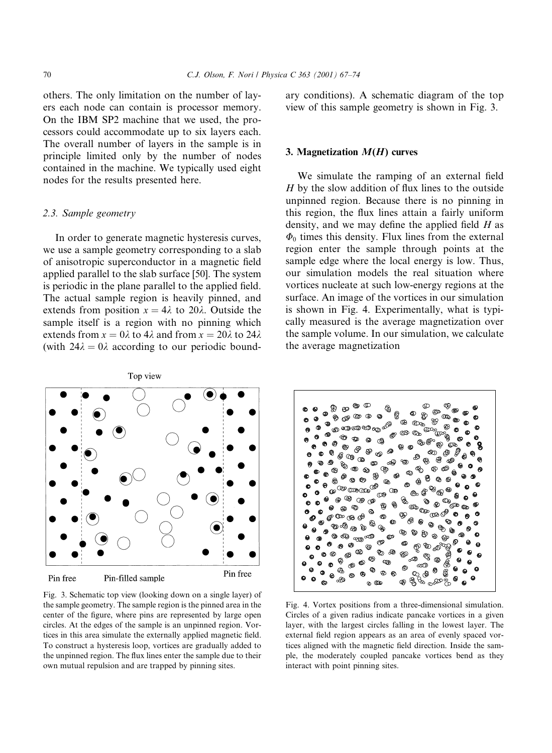others. The only limitation on the number of layers each node can contain is processor memory. On the IBM SP2 machine that we used, the processors could accommodate up to six layers each. The overall number of layers in the sample is in principle limited only by the number of nodes contained in the machine. We typically used eight nodes for the results presented here.

### 2.3. Sample geometry

In order to generate magnetic hysteresis curves, we use a sample geometry corresponding to a slab of anisotropic superconductor in a magnetic field applied parallel to the slab surface [50]. The system is periodic in the plane parallel to the applied field. The actual sample region is heavily pinned, and extends from position $x = 4\lambda$ to $20\lambda$. Outside the sample itself is a region with no pinning which extends from $x = 0\lambda$ to $4\lambda$ and from $x = 20\lambda$ to $24\lambda$ (with $24\lambda = 0\lambda$ according to our periodic boundary conditions). A schematic diagram of the top view of this sample geometry is shown in Fig. 3.

Fig. 3. Schematic top view (looking down on a single layer) of the sample geometry. The sample region is the pinned area in the center of the figure, where pins are represented by large open circles. At the edges of the sample is an unpinned region. Vortices in this area simulate the externally applied magnetic field. To construct a hysteresis loop, vortices are gradually added to the unpinned region. The flux lines enter the sample due to their own mutual repulsion and are trapped by pinning sites.

## 3. Magnetization $M(H)$ curves

We simulate the ramping of an external field $H$ by the slow addition of flux lines to the outside unpinned region. Because there is no pinning in this region, the flux lines attain a fairly uniform density, and we may define the applied field $H$ as $\Phi_0$ times this density. Flux lines from the external region enter the sample through points at the sample edge where the local energy is low. Thus, our simulation models the real situation where vortices nucleate at such low-energy regions at the surface. An image of the vortices in our simulation is shown in Fig. 4. Experimentally, what is typically measured is the average magnetization over the sample volume. In our simulation, we calculate the average magnetization

Fig. 4. Vortex positions from a three-dimensional simulation. Circles of a given radius indicate pancake vortices in a given layer, with the largest circles falling in the lowest layer. The external field region appears as an area of evenly spaced vortices aligned with the magnetic field direction. Inside the sample, the moderately coupled pancake vortices bend as they interact with point pinning sites.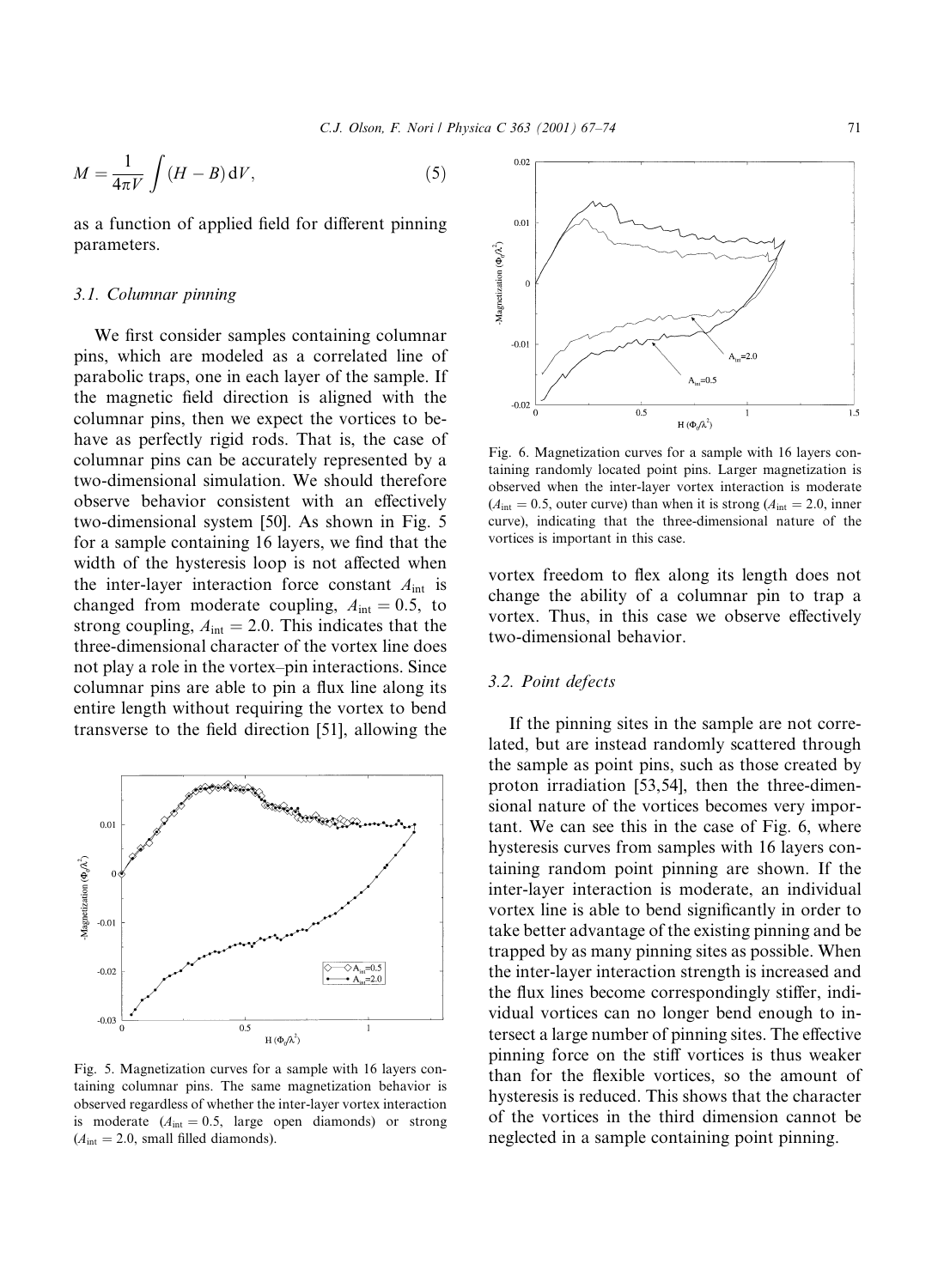$$M = \frac{1}{4\pi V} \int (H - B) \, dV, \tag{5}$$

as a function of applied field for different pinning parameters.

### 3.1. Columnar pinning

We first consider samples containing columnar pins, which are modeled as a correlated line of parabolic traps, one in each layer of the sample. If the magnetic field direction is aligned with the columnar pins, then we expect the vortices to behave as perfectly rigid rods. That is, the case of columnar pins can be accurately represented by a two-dimensional simulation. We should therefore observe behavior consistent with an effectively two-dimensional system [50]. As shown in Fig. 5 for a sample containing 16 layers, we find that the width of the hysteresis loop is not affected when the inter-layer interaction force constant $A_{\rm int}$ is changed from moderate coupling, $A_{\rm int} = 0.5$, to strong coupling, $A_{\rm int} = 2.0$. This indicates that the three-dimensional character of the vortex line does not play a role in the vortex–pin interactions. Since columnar pins are able to pin a flux line along its entire length without requiring the vortex to bend transverse to the field direction [51], allowing the vortex freedom to flex along its length does not change the ability of a columnar pin to trap a vortex. Thus, in this case we observe effectively two-dimensional behavior.

Fig. 5. Magnetization curves for a sample with 16 layers containing columnar pins. The same magnetization behavior is observed regardless of whether the inter-layer vortex interaction is moderate ($A_{\rm int} = 0.5$, large open diamonds) or strong ($A_{\rm int} = 2.0$, small filled diamonds).

Fig. 6. Magnetization curves for a sample with 16 layers containing randomly located point pins. Larger magnetization is observed when the inter-layer vortex interaction is moderate ($A_{\rm int} = 0.5$, outer curve) than when it is strong ($A_{\rm int} = 2.0$, inner curve), indicating that the three-dimensional nature of the vortices is important in this case.

### 3.2. Point defects

If the pinning sites in the sample are not correlated, but are instead randomly scattered through the sample as point pins, such as those created by proton irradiation [53,54], then the three-dimensional nature of the vortices becomes very important. We can see this in the case of Fig. 6, where hysteresis curves from samples with 16 layers containing random point pinning are shown. If the inter-layer interaction is moderate, an individual vortex line is able to bend significantly in order to take better advantage of the existing pinning and be trapped by as many pinning sites as possible. When the inter-layer interaction strength is increased and the flux lines become correspondingly stiffer, individual vortices can no longer bend enough to intersect a large number of pinning sites. The effective pinning force on the stiff vortices is thus weaker than for the flexible vortices, so the amount of hysteresis is reduced. This shows that the character of the vortices in the third dimension cannot be neglected in a sample containing point pinning.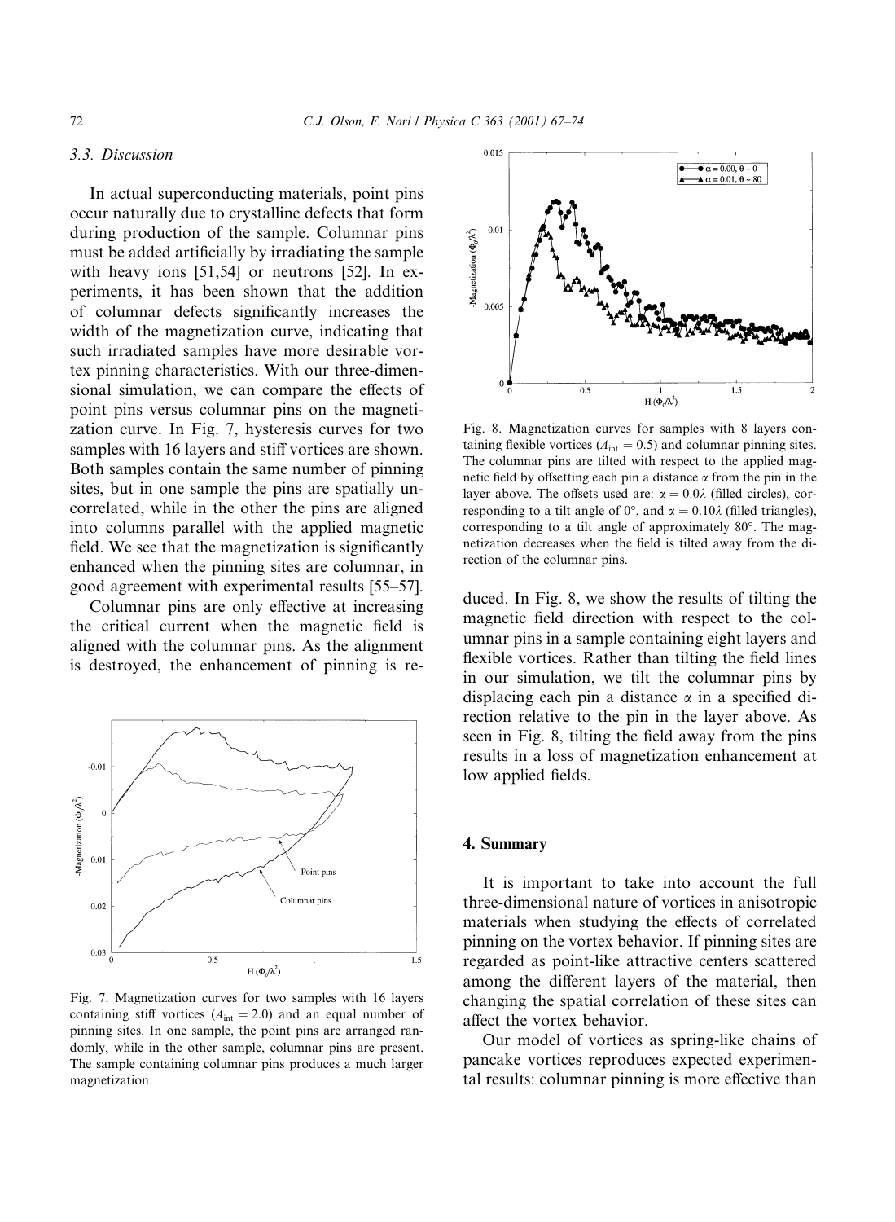### 3.3. Discussion

In actual superconducting materials, point pins occur naturally due to crystalline defects that form during production of the sample. Columnar pins must be added artificially by irradiating the sample with heavy ions [51,54] or neutrons [52]. In experiments, it has been shown that the addition of columnar defects significantly increases the width of the magnetization curve, indicating that such irradiated samples have more desirable vortex pinning characteristics. With our three-dimensional simulation, we can compare the effects of point pins versus columnar pins on the magnetization curve. In Fig. 7, hysteresis curves for two samples with 16 layers and stiff vortices are shown. Both samples contain the same number of pinning sites, but in one sample the pins are spatially uncorrelated, while in the other the pins are aligned into columns parallel with the applied magnetic field. We see that the magnetization is significantly enhanced when the pinning sites are columnar, in good agreement with experimental results [55–57].

Columnar pins are only effective at increasing the critical current when the magnetic field is aligned with the columnar pins. As the alignment is destroyed, the enhancement of pinning is reduced. In Fig. 8, we show the results of tilting the magnetic field direction with respect to the columnar pins in a sample containing eight layers and flexible vortices. Rather than tilting the field lines in our simulation, we tilt the columnar pins by displacing each pin a distance $\alpha$ in a specified direction relative to the pin in the layer above. As seen in Fig. 8, tilting the field away from the pins results in a loss of magnetization enhancement at low applied fields.

Fig. 7. Magnetization curves for two samples with 16 layers containing stiff vortices ($A_{\rm int} = 2.0$) and an equal number of pinning sites. In one sample, the point pins are arranged randomly, while in the other sample, columnar pins are present. The sample containing columnar pins produces a much larger magnetization.

Fig. 8. Magnetization curves for samples with 8 layers containing flexible vortices ($A_{\rm int} = 0.5$) and columnar pinning sites. The columnar pins are tilted with respect to the applied magnetic field by offsetting each pin a distance $\alpha$ from the pin in the layer above. The offsets used are: $\alpha = 0.0\lambda$ (filled circles), corresponding to a tilt angle of 0°, and $\alpha = 0.10\lambda$ (filled triangles), corresponding to a tilt angle of approximately 80°. The magnetization decreases when the field is tilted away from the direction of the columnar pins.

## 4. Summary

It is important to take into account the full three-dimensional nature of vortices in anisotropic materials when studying the effects of correlated pinning on the vortex behavior. If pinning sites are regarded as point-like attractive centers scattered among the different layers of the material, then changing the spatial correlation of these sites can affect the vortex behavior.

Our model of vortices as spring-like chains of pancake vortices reproduces expected experimental results: columnar pinning is more effective than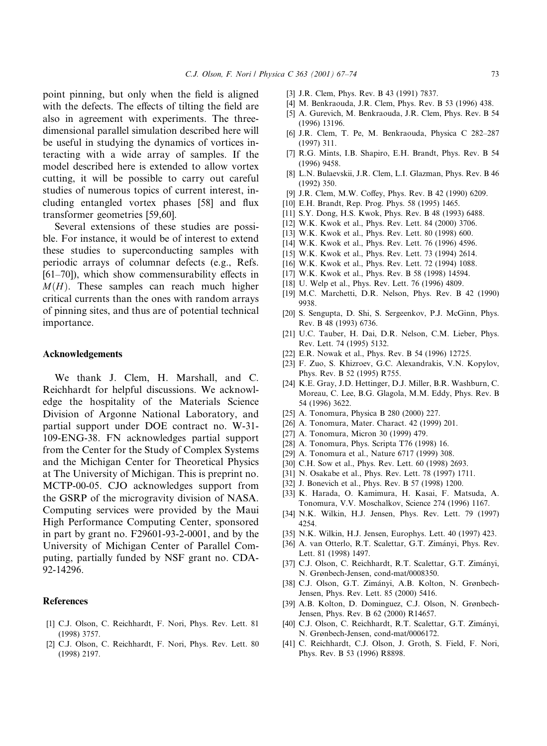point pinning, but only when the field is aligned with the defects. The effects of tilting the field are also in agreement with experiments. The three-dimensional parallel simulation described here will be useful in studying the dynamics of vortices interacting with a wide array of samples. If the model described here is extended to allow vortex cutting, it will be possible to carry out careful studies of numerous topics of current interest, including entangled vortex phases [58] and flux transformer geometries [59,60].

Several extensions of these studies are possible. For instance, it would be of interest to extend these studies to superconducting samples with periodic arrays of columnar defects (e.g., Refs. [61–70]), which show commensurability effects in $M(H)$. These samples can reach much higher critical currents than the ones with random arrays of pinning sites, and thus are of potential technical importance.

## Acknowledgements

We thank J. Clem, H. Marshall, and C. Reichhardt for helpful discussions. We acknowledge the hospitality of the Materials Science Division of Argonne National Laboratory, and partial support under DOE contract no. W-31-109-ENG-38. FN acknowledges partial support from the Center for the Study of Complex Systems and the Michigan Center for Theoretical Physics at The University of Michigan. This is preprint no. MCTP-00-05. CJO acknowledges support from the GSRP of the microgravity division of NASA. Computing services were provided by the Maui High Performance Computing Center, sponsored in part by grant no. F29601-93-2-0001, and by the University of Michigan Center of Parallel Computing, partially funded by NSF grant no. CDA-92-14296.

## References

[1] C.J. Olson, C. Reichhardt, F. Nori, Phys. Rev. Lett. 81 (1998) 3757.
[2] C.J. Olson, C. Reichhardt, F. Nori, Phys. Rev. Lett. 80 (1998) 2197.
[3] J.R. Clem, Phys. Rev. B 43 (1991) 7837.
[4] M. Benkraouda, J.R. Clem, Phys. Rev. B 53 (1996) 438.
[5] A. Gurevich, M. Benkraouda, J.R. Clem, Phys. Rev. B 54 (1996) 13196.
[6] J.R. Clem, T. Pe, M. Benkraouda, Physica C 282–287 (1997) 311.
[7] R.G. Mints, I.B. Shapiro, E.H. Brandt, Phys. Rev. B 54 (1996) 9458.
[8] L.N. Bulaevskii, J.R. Clem, L.I. Glazman, Phys. Rev. B 46 (1992) 350.
[9] J.R. Clem, M.W. Coffey, Phys. Rev. B 42 (1990) 6209.
[10] E.H. Brandt, Rep. Prog. Phys. 58 (1995) 1465.
[11] S.Y. Dong, H.S. Kwok, Phys. Rev. B 48 (1993) 6488.
[12] W.K. Kwok et al., Phys. Rev. Lett. 84 (2000) 3706.
[13] W.K. Kwok et al., Phys. Rev. Lett. 80 (1998) 600.
[14] W.K. Kwok et al., Phys. Rev. Lett. 76 (1996) 4596.
[15] W.K. Kwok et al., Phys. Rev. Lett. 73 (1994) 2614.
[16] W.K. Kwok et al., Phys. Rev. Lett. 72 (1994) 1088.
[17] W.K. Kwok et al., Phys. Rev. B 58 (1998) 14594.
[18] U. Welp et al., Phys. Rev. Lett. 76 (1996) 4809.
[19] M.C. Marchetti, D.R. Nelson, Phys. Rev. B 42 (1990) 9938.
[20] S. Sengupta, D. Shi, S. Sergeenkov, P.J. McGinn, Phys. Rev. B 48 (1993) 6736.
[21] U.C. Tauber, H. Dai, D.R. Nelson, C.M. Lieber, Phys. Rev. Lett. 74 (1995) 5132.
[22] E.R. Nowak et al., Phys. Rev. B 54 (1996) 12725.
[23] F. Zuo, S. Khizroev, G.C. Alexandrakis, V.N. Kopylov, Phys. Rev. B 52 (1995) R755.
[24] K.E. Gray, J.D. Hettinger, D.J. Miller, B.R. Washburn, C. Moreau, C. Lee, B.G. Glagola, M.M. Eddy, Phys. Rev. B 54 (1996) 3622.
[25] A. Tonomura, Physica B 280 (2000) 227.
[26] A. Tonomura, Mater. Charact. 42 (1999) 201.
[27] A. Tonomura, Micron 30 (1999) 479.
[28] A. Tonomura, Phys. Scripta T76 (1998) 16.
[29] A. Tonomura et al., Nature 6717 (1999) 308.
[30] C.H. Sow et al., Phys. Rev. Lett. 60 (1998) 2693.
[31] N. Osakabe et al., Phys. Rev. Lett. 78 (1997) 1711.
[32] J. Bonevich et al., Phys. Rev. B 57 (1998) 1200.
[33] K. Harada, O. Kamimura, H. Kasai, F. Matsuda, A. Tonomura, V.V. Moschalkov, Science 274 (1996) 1167.
[34] N.K. Wilkin, H.J. Jensen, Phys. Rev. Lett. 79 (1997) 4254.
[35] N.K. Wilkin, H.J. Jensen, Europhys. Lett. 40 (1997) 423.
[36] A. van Otterlo, R.T. Scalettar, G.T. Zimányi, Phys. Rev. Lett. 81 (1998) 1497.
[37] C.J. Olson, C. Reichhardt, R.T. Scalettar, G.T. Zimányi, N. Grønbech-Jensen, cond-mat/0008350.
[38] C.J. Olson, G.T. Zimányi, A.B. Kolton, N. Grønbech-Jensen, Phys. Rev. Lett. 85 (2000) 5416.
[39] A.B. Kolton, D. Dominguez, C.J. Olson, N. Grønbech-Jensen, Phys. Rev. B 62 (2000) R14657.
[40] C.J. Olson, C. Reichhardt, R.T. Scalettar, G.T. Zimányi, N. Grønbech-Jensen, cond-mat/0006172.
[41] C. Reichhardt, C.J. Olson, J. Groth, S. Field, F. Nori, Phys. Rev. B 53 (1996) R8898.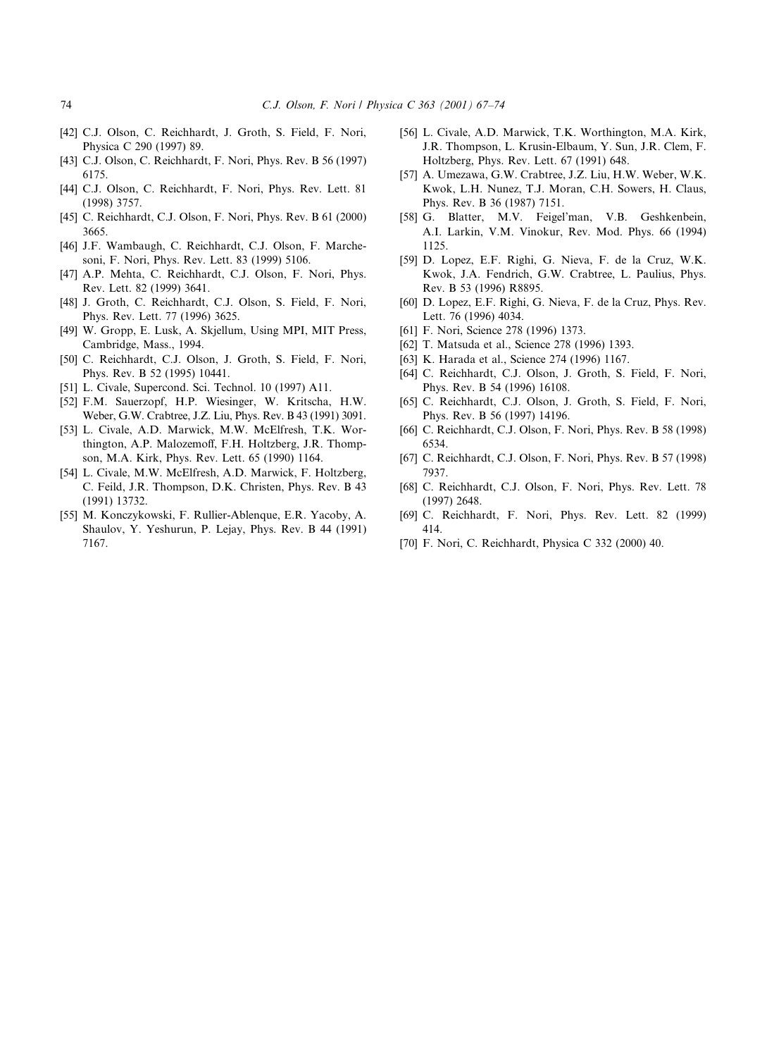[42] C.J. Olson, C. Reichhardt, J. Groth, S. Field, F. Nori, Physica C 290 (1997) 89.

[43] C.J. Olson, C. Reichhardt, F. Nori, Phys. Rev. B 56 (1997) 6175.

[44] C.J. Olson, C. Reichhardt, F. Nori, Phys. Rev. Lett. 81 (1998) 3757.

[45] C. Reichhardt, C.J. Olson, F. Nori, Phys. Rev. B 61 (2000) 3665.

[46] J.F. Wambaugh, C. Reichhardt, C.J. Olson, F. Marchesoni, F. Nori, Phys. Rev. Lett. 83 (1999) 5106.

[47] A.P. Mehta, C. Reichhardt, C.J. Olson, F. Nori, Phys. Rev. Lett. 82 (1999) 3641.

[48] J. Groth, C. Reichhardt, C.J. Olson, S. Field, F. Nori, Phys. Rev. Lett. 77 (1996) 3625.

[49] W. Gropp, E. Lusk, A. Skjellum, Using MPI, MIT Press, Cambridge, Mass., 1994.

[50] C. Reichhardt, C.J. Olson, J. Groth, S. Field, F. Nori, Phys. Rev. B 52 (1995) 10441.

[51] L. Civale, Supercond. Sci. Technol. 10 (1997) A11.

[52] F.M. Sauerzopf, H.P. Wiesinger, W. Kritscha, H.W. Weber, G.W. Crabtree, J.Z. Liu, Phys. Rev. B 43 (1991) 3091.

[53] L. Civale, A.D. Marwick, M.W. McElfresh, T.K. Worthington, A.P. Malozemoff, F.H. Holtzberg, J.R. Thompson, M.A. Kirk, Phys. Rev. Lett. 65 (1990) 1164.

[54] L. Civale, M.W. McElfresh, A.D. Marwick, F. Holtzberg, C. Feild, J.R. Thompson, D.K. Christen, Phys. Rev. B 43 (1991) 13732.

[55] M. Konczykowski, F. Rullier-Ablenque, E.R. Yacoby, A. Shaulov, Y. Yeshurun, P. Lejay, Phys. Rev. B 44 (1991) 7167.

[56] L. Civale, A.D. Marwick, T.K. Worthington, M.A. Kirk, J.R. Thompson, L. Krusin-Elbaum, Y. Sun, J.R. Clem, F. Holtzberg, Phys. Rev. Lett. 67 (1991) 648.

[57] A. Umezawa, G.W. Crabtree, J.Z. Liu, H.W. Weber, W.K. Kwok, L.H. Nunez, T.J. Moran, C.H. Sowers, H. Claus, Phys. Rev. B 36 (1987) 7151.

[58] G. Blatter, M.V. Feigel'man, V.B. Geshkenbein, A.I. Larkin, V.M. Vinokur, Rev. Mod. Phys. 66 (1994) 1125.

[59] D. Lopez, E.F. Righi, G. Nieva, F. de la Cruz, W.K. Kwok, J.A. Fendrich, G.W. Crabtree, L. Paulius, Phys. Rev. B 53 (1996) R8895.

[60] D. Lopez, E.F. Righi, G. Nieva, F. de la Cruz, Phys. Rev. Lett. 76 (1996) 4034.

[61] F. Nori, Science 278 (1996) 1373.

[62] T. Matsuda et al., Science 278 (1996) 1393.

[63] K. Harada et al., Science 274 (1996) 1167.

[64] C. Reichhardt, C.J. Olson, J. Groth, S. Field, F. Nori, Phys. Rev. B 54 (1996) 16108.

[65] C. Reichhardt, C.J. Olson, J. Groth, S. Field, F. Nori, Phys. Rev. B 56 (1997) 14196.

[66] C. Reichhardt, C.J. Olson, F. Nori, Phys. Rev. B 58 (1998) 6534.

[67] C. Reichhardt, C.J. Olson, F. Nori, Phys. Rev. B 57 (1998) 7937.

[68] C. Reichhardt, C.J. Olson, F. Nori, Phys. Rev. Lett. 78 (1997) 2648.

[69] C. Reichhardt, F. Nori, Phys. Rev. Lett. 82 (1999) 414.

[70] F. Nori, C. Reichhardt, Physica C 332 (2000) 40.